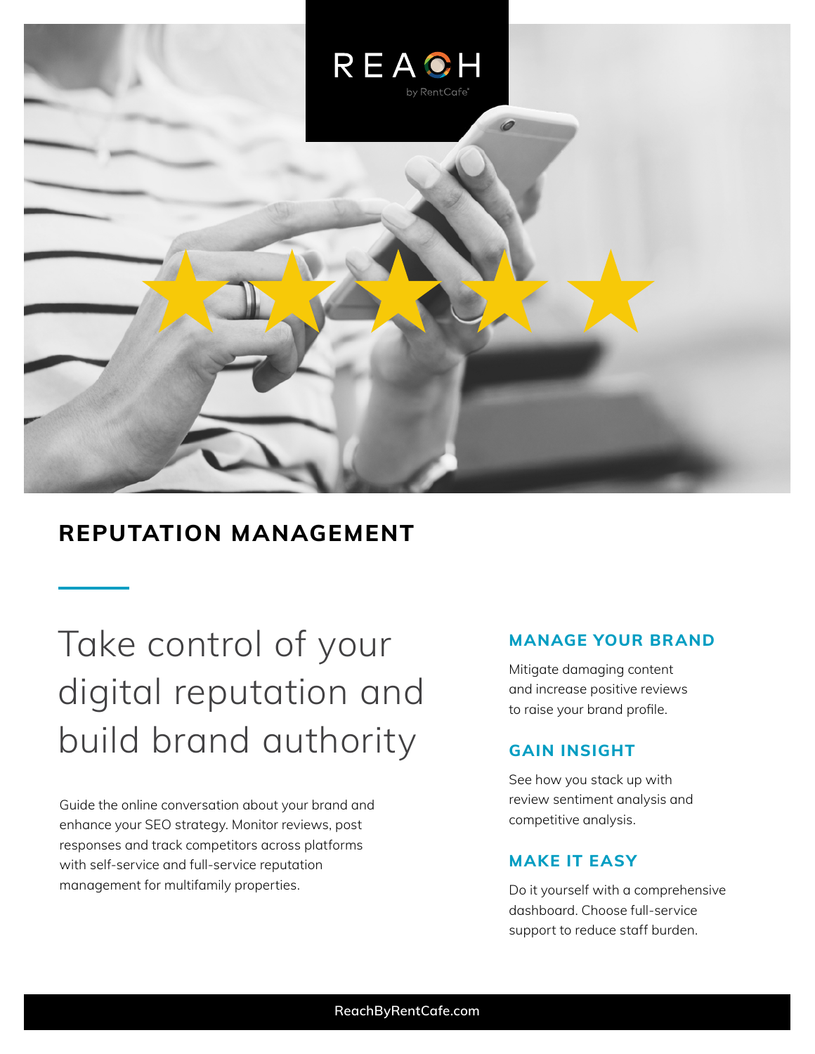REACH

by RentCafe®

## REPUTATION MANAGEMENT

# Take control of your digital reputation and build brand authority

Guide the online conversation about your brand and enhance your SEO strategy. Monitor reviews, post responses and track competitors across platforms with self-service and full-service reputation management for multifamily properties.

### MANAGE YOUR BRAND

Mitigate damaging content and increase positive reviews to raise your brand profile.

### GAIN INSIGHT

See how you stack up with review sentiment analysis and competitive analysis.

### MAKE IT EASY

Do it yourself with a comprehensive dashboard. Choose full-service support to reduce staff burden.

ReachByRentCafe.com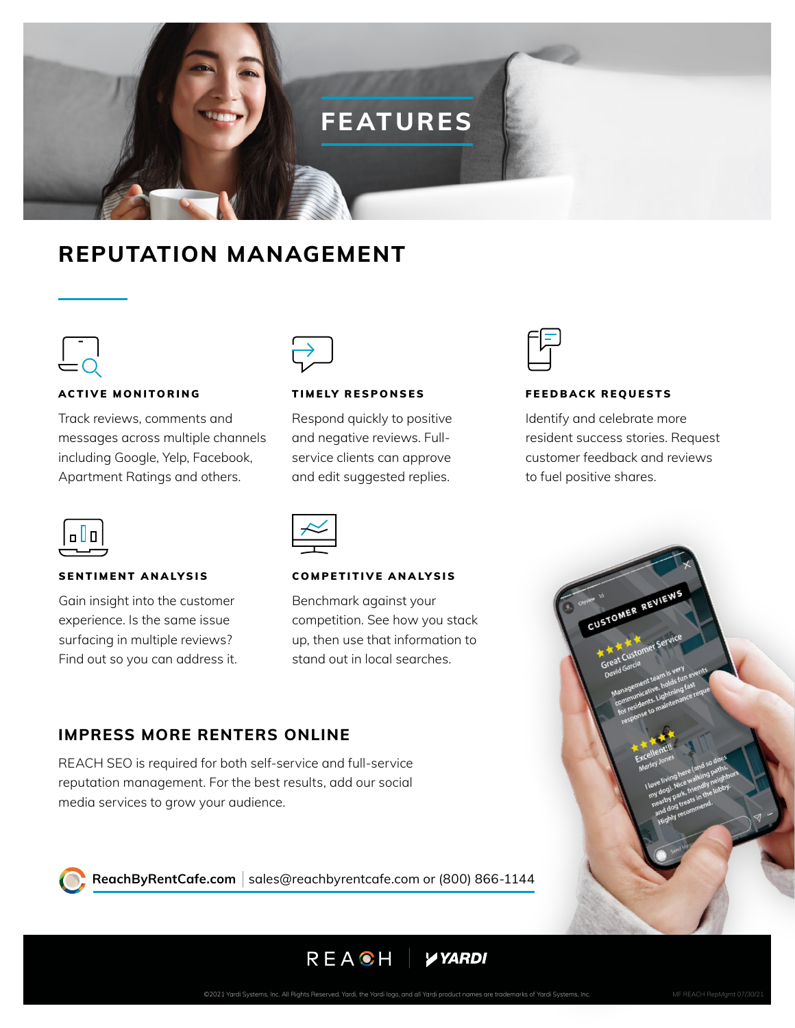# FEATURES

## REPUTATION MANAGEMENT

### ACTIVE MONITORING

Track reviews, comments and messages across multiple channels including Google, Yelp, Facebook, Apartment Ratings and others.

### TIMELY RESPONSES

Respond quickly to positive and negative reviews. Full-service clients can approve and edit suggested replies.

### FEEDBACK REQUESTS

Identify and celebrate more resident success stories. Request customer feedback and reviews to fuel positive shares.

### SENTIMENT ANALYSIS

Gain insight into the customer experience. Is the same issue surfacing in multiple reviews? Find out so you can address it.

### COMPETITIVE ANALYSIS

Benchmark against your competition. See how you stack up, then use that information to stand out in local searches.

## IMPRESS MORE RENTERS ONLINE

REACH SEO is required for both self-service and full-service reputation management. For the best results, add our social media services to grow your audience.

**ReachByRentCafe.com** | sales@reachbyrentcafe.com or (800) 866-1144

REACH | YARDI

©2021 Yardi Systems, Inc. All Rights Reserved. Yardi, the Yardi logo, and all Yardi product names are trademarks of Yardi Systems, Inc.

MF REACH RepMgmt 07/30/21